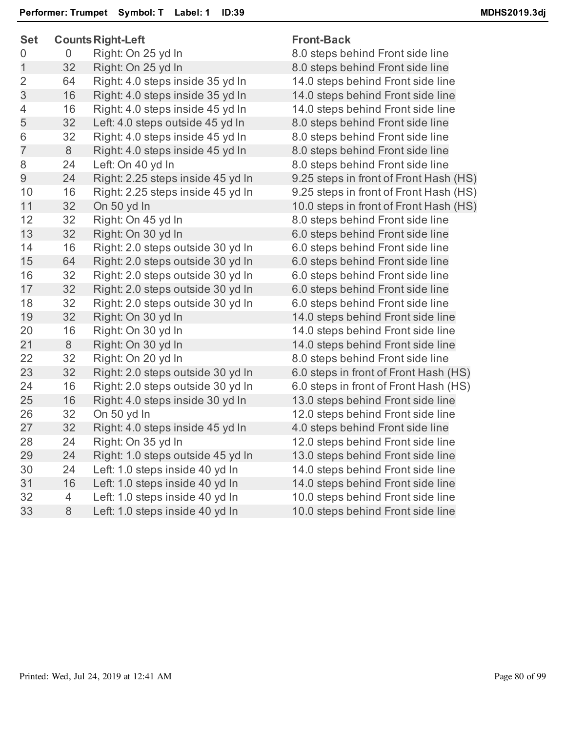**Performer: Trumpet    Symbol: T    Label: 1    ID:39**    **MDHS2019.3dj**

| Set | Counts | Right-Left | Front-Back |
|---|---|---|---|
| 0 | 0 | Right: On 25 yd ln | 8.0 steps behind Front side line |
| 1 | 32 | Right: On 25 yd ln | 8.0 steps behind Front side line |
| 2 | 64 | Right: 4.0 steps inside 35 yd ln | 14.0 steps behind Front side line |
| 3 | 16 | Right: 4.0 steps inside 35 yd ln | 14.0 steps behind Front side line |
| 4 | 16 | Right: 4.0 steps inside 45 yd ln | 14.0 steps behind Front side line |
| 5 | 32 | Left: 4.0 steps outside 45 yd ln | 8.0 steps behind Front side line |
| 6 | 32 | Right: 4.0 steps inside 45 yd ln | 8.0 steps behind Front side line |
| 7 | 8 | Right: 4.0 steps inside 45 yd ln | 8.0 steps behind Front side line |
| 8 | 24 | Left: On 40 yd ln | 8.0 steps behind Front side line |
| 9 | 24 | Right: 2.25 steps inside 45 yd ln | 9.25 steps in front of Front Hash (HS) |
| 10 | 16 | Right: 2.25 steps inside 45 yd ln | 9.25 steps in front of Front Hash (HS) |
| 11 | 32 | On 50 yd ln | 10.0 steps in front of Front Hash (HS) |
| 12 | 32 | Right: On 45 yd ln | 8.0 steps behind Front side line |
| 13 | 32 | Right: On 30 yd ln | 6.0 steps behind Front side line |
| 14 | 16 | Right: 2.0 steps outside 30 yd ln | 6.0 steps behind Front side line |
| 15 | 64 | Right: 2.0 steps outside 30 yd ln | 6.0 steps behind Front side line |
| 16 | 32 | Right: 2.0 steps outside 30 yd ln | 6.0 steps behind Front side line |
| 17 | 32 | Right: 2.0 steps outside 30 yd ln | 6.0 steps behind Front side line |
| 18 | 32 | Right: 2.0 steps outside 30 yd ln | 6.0 steps behind Front side line |
| 19 | 32 | Right: On 30 yd ln | 14.0 steps behind Front side line |
| 20 | 16 | Right: On 30 yd ln | 14.0 steps behind Front side line |
| 21 | 8 | Right: On 30 yd ln | 14.0 steps behind Front side line |
| 22 | 32 | Right: On 20 yd ln | 8.0 steps behind Front side line |
| 23 | 32 | Right: 2.0 steps outside 30 yd ln | 6.0 steps in front of Front Hash (HS) |
| 24 | 16 | Right: 2.0 steps outside 30 yd ln | 6.0 steps in front of Front Hash (HS) |
| 25 | 16 | Right: 4.0 steps inside 30 yd ln | 13.0 steps behind Front side line |
| 26 | 32 | On 50 yd ln | 12.0 steps behind Front side line |
| 27 | 32 | Right: 4.0 steps inside 45 yd ln | 4.0 steps behind Front side line |
| 28 | 24 | Right: On 35 yd ln | 12.0 steps behind Front side line |
| 29 | 24 | Right: 1.0 steps outside 45 yd ln | 13.0 steps behind Front side line |
| 30 | 24 | Left: 1.0 steps inside 40 yd ln | 14.0 steps behind Front side line |
| 31 | 16 | Left: 1.0 steps inside 40 yd ln | 14.0 steps behind Front side line |
| 32 | 4 | Left: 1.0 steps inside 40 yd ln | 10.0 steps behind Front side line |
| 33 | 8 | Left: 1.0 steps inside 40 yd ln | 10.0 steps behind Front side line |

Printed: Wed, Jul 24, 2019 at 12:41 AM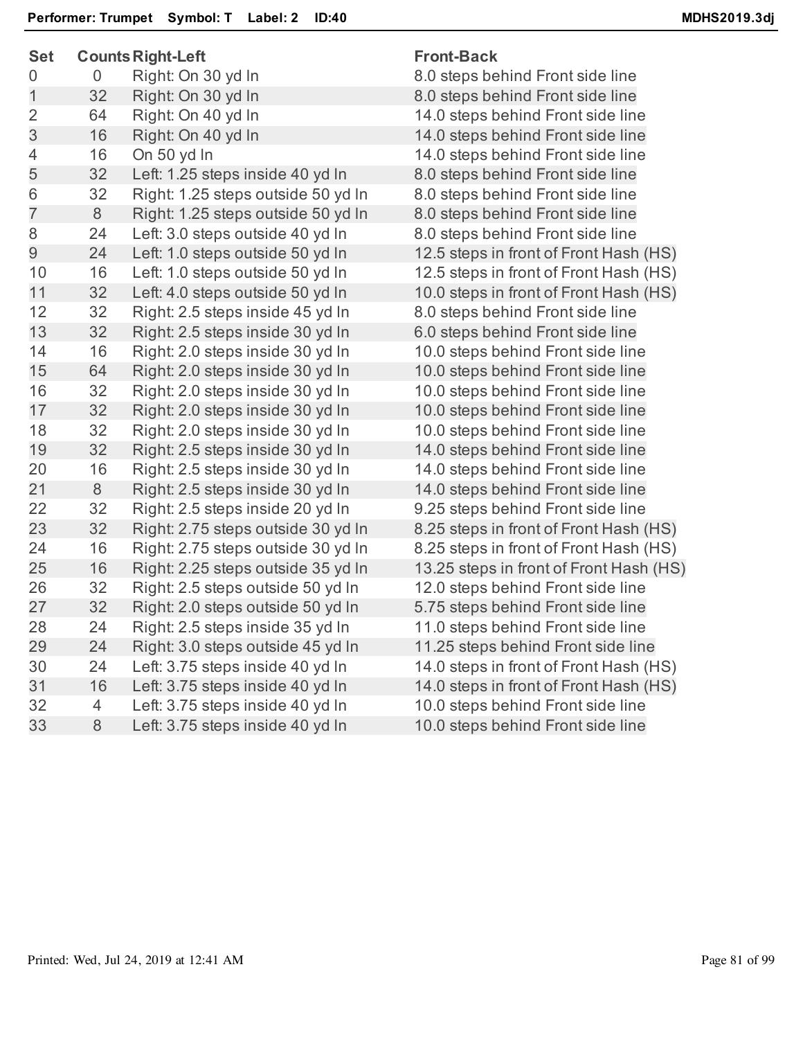**Performer: Trumpet Symbol: T Label: 2 ID:40** **MDHS2019.3dj**

| Set | Counts | Right-Left | Front-Back |
|---|---|---|---|
| 0 | 0 | Right: On 30 yd ln | 8.0 steps behind Front side line |
| 1 | 32 | Right: On 30 yd ln | 8.0 steps behind Front side line |
| 2 | 64 | Right: On 40 yd ln | 14.0 steps behind Front side line |
| 3 | 16 | Right: On 40 yd ln | 14.0 steps behind Front side line |
| 4 | 16 | On 50 yd ln | 14.0 steps behind Front side line |
| 5 | 32 | Left: 1.25 steps inside 40 yd ln | 8.0 steps behind Front side line |
| 6 | 32 | Right: 1.25 steps outside 50 yd ln | 8.0 steps behind Front side line |
| 7 | 8 | Right: 1.25 steps outside 50 yd ln | 8.0 steps behind Front side line |
| 8 | 24 | Left: 3.0 steps outside 40 yd ln | 8.0 steps behind Front side line |
| 9 | 24 | Left: 1.0 steps outside 50 yd ln | 12.5 steps in front of Front Hash (HS) |
| 10 | 16 | Left: 1.0 steps outside 50 yd ln | 12.5 steps in front of Front Hash (HS) |
| 11 | 32 | Left: 4.0 steps outside 50 yd ln | 10.0 steps in front of Front Hash (HS) |
| 12 | 32 | Right: 2.5 steps inside 45 yd ln | 8.0 steps behind Front side line |
| 13 | 32 | Right: 2.5 steps inside 30 yd ln | 6.0 steps behind Front side line |
| 14 | 16 | Right: 2.0 steps inside 30 yd ln | 10.0 steps behind Front side line |
| 15 | 64 | Right: 2.0 steps inside 30 yd ln | 10.0 steps behind Front side line |
| 16 | 32 | Right: 2.0 steps inside 30 yd ln | 10.0 steps behind Front side line |
| 17 | 32 | Right: 2.0 steps inside 30 yd ln | 10.0 steps behind Front side line |
| 18 | 32 | Right: 2.0 steps inside 30 yd ln | 10.0 steps behind Front side line |
| 19 | 32 | Right: 2.5 steps inside 30 yd ln | 14.0 steps behind Front side line |
| 20 | 16 | Right: 2.5 steps inside 30 yd ln | 14.0 steps behind Front side line |
| 21 | 8 | Right: 2.5 steps inside 30 yd ln | 14.0 steps behind Front side line |
| 22 | 32 | Right: 2.5 steps inside 20 yd ln | 9.25 steps behind Front side line |
| 23 | 32 | Right: 2.75 steps outside 30 yd ln | 8.25 steps in front of Front Hash (HS) |
| 24 | 16 | Right: 2.75 steps outside 30 yd ln | 8.25 steps in front of Front Hash (HS) |
| 25 | 16 | Right: 2.25 steps outside 35 yd ln | 13.25 steps in front of Front Hash (HS) |
| 26 | 32 | Right: 2.5 steps outside 50 yd ln | 12.0 steps behind Front side line |
| 27 | 32 | Right: 2.0 steps outside 50 yd ln | 5.75 steps behind Front side line |
| 28 | 24 | Right: 2.5 steps inside 35 yd ln | 11.0 steps behind Front side line |
| 29 | 24 | Right: 3.0 steps outside 45 yd ln | 11.25 steps behind Front side line |
| 30 | 24 | Left: 3.75 steps inside 40 yd ln | 14.0 steps in front of Front Hash (HS) |
| 31 | 16 | Left: 3.75 steps inside 40 yd ln | 14.0 steps in front of Front Hash (HS) |
| 32 | 4 | Left: 3.75 steps inside 40 yd ln | 10.0 steps behind Front side line |
| 33 | 8 | Left: 3.75 steps inside 40 yd ln | 10.0 steps behind Front side line |

Printed: Wed, Jul 24, 2019 at 12:41 AM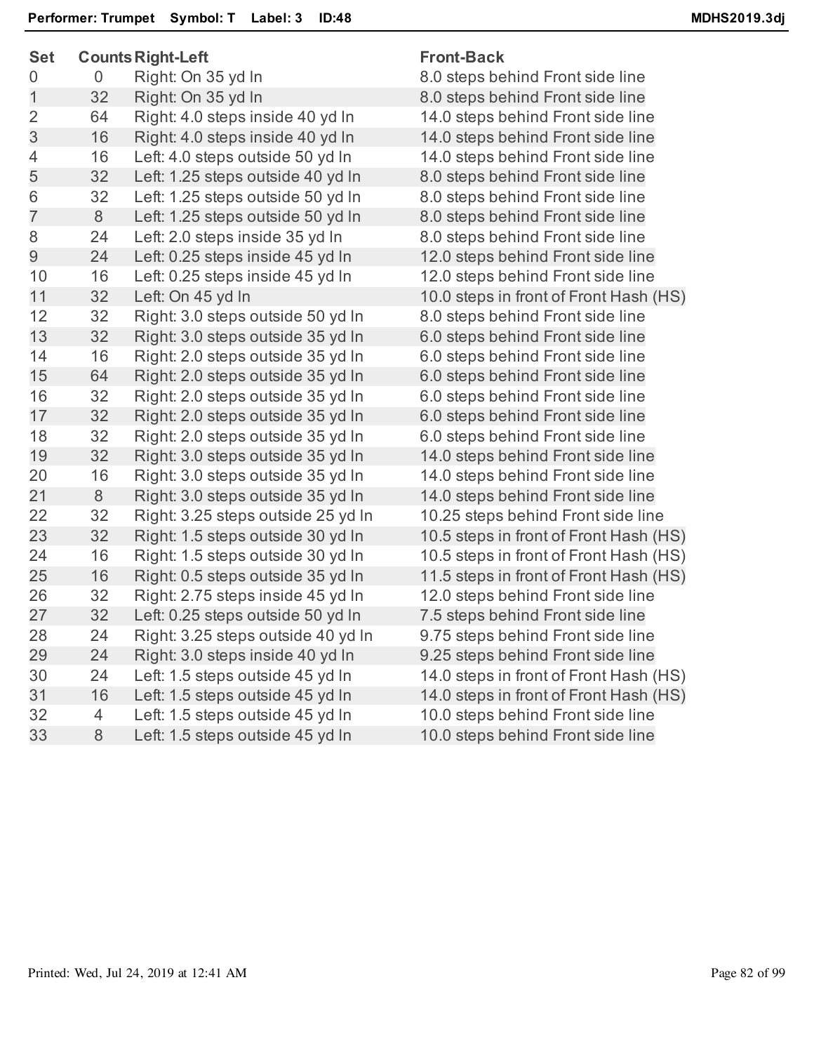**Performer: Trumpet  Symbol: T  Label: 3  ID:48**  MDHS2019.3dj

| Set | Counts | Right-Left | Front-Back |
|---|---|---|---|
| 0 | 0 | Right: On 35 yd ln | 8.0 steps behind Front side line |
| 1 | 32 | Right: On 35 yd ln | 8.0 steps behind Front side line |
| 2 | 64 | Right: 4.0 steps inside 40 yd ln | 14.0 steps behind Front side line |
| 3 | 16 | Right: 4.0 steps inside 40 yd ln | 14.0 steps behind Front side line |
| 4 | 16 | Left: 4.0 steps outside 50 yd ln | 14.0 steps behind Front side line |
| 5 | 32 | Left: 1.25 steps outside 40 yd ln | 8.0 steps behind Front side line |
| 6 | 32 | Left: 1.25 steps outside 50 yd ln | 8.0 steps behind Front side line |
| 7 | 8 | Left: 1.25 steps outside 50 yd ln | 8.0 steps behind Front side line |
| 8 | 24 | Left: 2.0 steps inside 35 yd ln | 8.0 steps behind Front side line |
| 9 | 24 | Left: 0.25 steps inside 45 yd ln | 12.0 steps behind Front side line |
| 10 | 16 | Left: 0.25 steps inside 45 yd ln | 12.0 steps behind Front side line |
| 11 | 32 | Left: On 45 yd ln | 10.0 steps in front of Front Hash (HS) |
| 12 | 32 | Right: 3.0 steps outside 50 yd ln | 8.0 steps behind Front side line |
| 13 | 32 | Right: 3.0 steps outside 35 yd ln | 6.0 steps behind Front side line |
| 14 | 16 | Right: 2.0 steps outside 35 yd ln | 6.0 steps behind Front side line |
| 15 | 64 | Right: 2.0 steps outside 35 yd ln | 6.0 steps behind Front side line |
| 16 | 32 | Right: 2.0 steps outside 35 yd ln | 6.0 steps behind Front side line |
| 17 | 32 | Right: 2.0 steps outside 35 yd ln | 6.0 steps behind Front side line |
| 18 | 32 | Right: 2.0 steps outside 35 yd ln | 6.0 steps behind Front side line |
| 19 | 32 | Right: 3.0 steps outside 35 yd ln | 14.0 steps behind Front side line |
| 20 | 16 | Right: 3.0 steps outside 35 yd ln | 14.0 steps behind Front side line |
| 21 | 8 | Right: 3.0 steps outside 35 yd ln | 14.0 steps behind Front side line |
| 22 | 32 | Right: 3.25 steps outside 25 yd ln | 10.25 steps behind Front side line |
| 23 | 32 | Right: 1.5 steps outside 30 yd ln | 10.5 steps in front of Front Hash (HS) |
| 24 | 16 | Right: 1.5 steps outside 30 yd ln | 10.5 steps in front of Front Hash (HS) |
| 25 | 16 | Right: 0.5 steps outside 35 yd ln | 11.5 steps in front of Front Hash (HS) |
| 26 | 32 | Right: 2.75 steps inside 45 yd ln | 12.0 steps behind Front side line |
| 27 | 32 | Left: 0.25 steps outside 50 yd ln | 7.5 steps behind Front side line |
| 28 | 24 | Right: 3.25 steps outside 40 yd ln | 9.75 steps behind Front side line |
| 29 | 24 | Right: 3.0 steps inside 40 yd ln | 9.25 steps behind Front side line |
| 30 | 24 | Left: 1.5 steps outside 45 yd ln | 14.0 steps in front of Front Hash (HS) |
| 31 | 16 | Left: 1.5 steps outside 45 yd ln | 14.0 steps in front of Front Hash (HS) |
| 32 | 4 | Left: 1.5 steps outside 45 yd ln | 10.0 steps behind Front side line |
| 33 | 8 | Left: 1.5 steps outside 45 yd ln | 10.0 steps behind Front side line |

Printed: Wed, Jul 24, 2019 at 12:41 AM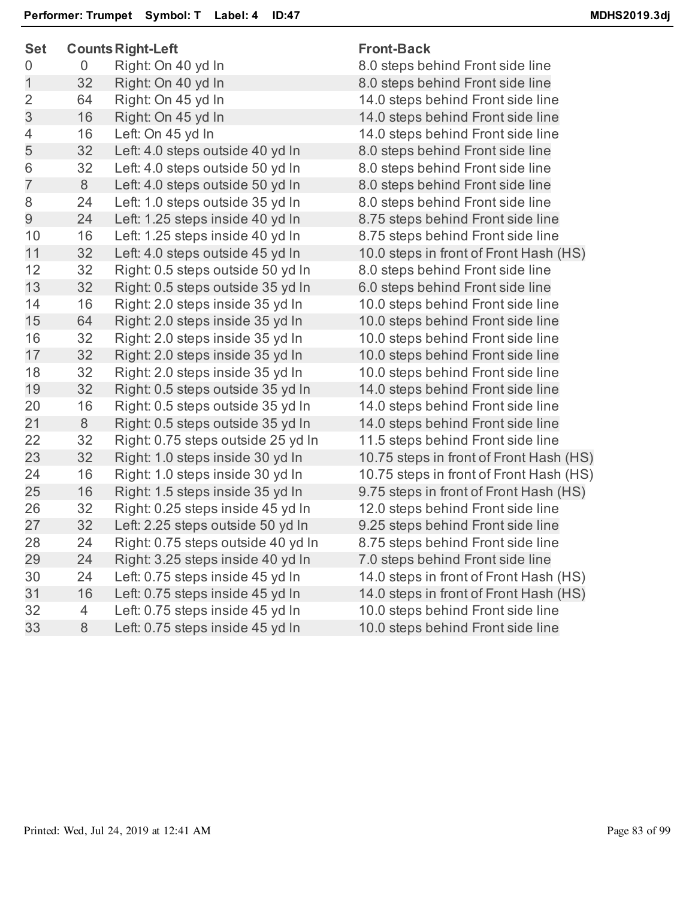**Performer: Trumpet Symbol: T Label: 4 ID:47** **MDHS2019.3dj**

| Set | Counts | Right-Left | Front-Back |
|---|---|---|---|
| 0 | 0 | Right: On 40 yd ln | 8.0 steps behind Front side line |
| 1 | 32 | Right: On 40 yd ln | 8.0 steps behind Front side line |
| 2 | 64 | Right: On 45 yd ln | 14.0 steps behind Front side line |
| 3 | 16 | Right: On 45 yd ln | 14.0 steps behind Front side line |
| 4 | 16 | Left: On 45 yd ln | 14.0 steps behind Front side line |
| 5 | 32 | Left: 4.0 steps outside 40 yd ln | 8.0 steps behind Front side line |
| 6 | 32 | Left: 4.0 steps outside 50 yd ln | 8.0 steps behind Front side line |
| 7 | 8 | Left: 4.0 steps outside 50 yd ln | 8.0 steps behind Front side line |
| 8 | 24 | Left: 1.0 steps outside 35 yd ln | 8.0 steps behind Front side line |
| 9 | 24 | Left: 1.25 steps inside 40 yd ln | 8.75 steps behind Front side line |
| 10 | 16 | Left: 1.25 steps inside 40 yd ln | 8.75 steps behind Front side line |
| 11 | 32 | Left: 4.0 steps outside 45 yd ln | 10.0 steps in front of Front Hash (HS) |
| 12 | 32 | Right: 0.5 steps outside 50 yd ln | 8.0 steps behind Front side line |
| 13 | 32 | Right: 0.5 steps outside 35 yd ln | 6.0 steps behind Front side line |
| 14 | 16 | Right: 2.0 steps inside 35 yd ln | 10.0 steps behind Front side line |
| 15 | 64 | Right: 2.0 steps inside 35 yd ln | 10.0 steps behind Front side line |
| 16 | 32 | Right: 2.0 steps inside 35 yd ln | 10.0 steps behind Front side line |
| 17 | 32 | Right: 2.0 steps inside 35 yd ln | 10.0 steps behind Front side line |
| 18 | 32 | Right: 2.0 steps inside 35 yd ln | 10.0 steps behind Front side line |
| 19 | 32 | Right: 0.5 steps outside 35 yd ln | 14.0 steps behind Front side line |
| 20 | 16 | Right: 0.5 steps outside 35 yd ln | 14.0 steps behind Front side line |
| 21 | 8 | Right: 0.5 steps outside 35 yd ln | 14.0 steps behind Front side line |
| 22 | 32 | Right: 0.75 steps outside 25 yd ln | 11.5 steps behind Front side line |
| 23 | 32 | Right: 1.0 steps inside 30 yd ln | 10.75 steps in front of Front Hash (HS) |
| 24 | 16 | Right: 1.0 steps inside 30 yd ln | 10.75 steps in front of Front Hash (HS) |
| 25 | 16 | Right: 1.5 steps inside 35 yd ln | 9.75 steps in front of Front Hash (HS) |
| 26 | 32 | Right: 0.25 steps inside 45 yd ln | 12.0 steps behind Front side line |
| 27 | 32 | Left: 2.25 steps outside 50 yd ln | 9.25 steps behind Front side line |
| 28 | 24 | Right: 0.75 steps outside 40 yd ln | 8.75 steps behind Front side line |
| 29 | 24 | Right: 3.25 steps inside 40 yd ln | 7.0 steps behind Front side line |
| 30 | 24 | Left: 0.75 steps inside 45 yd ln | 14.0 steps in front of Front Hash (HS) |
| 31 | 16 | Left: 0.75 steps inside 45 yd ln | 14.0 steps in front of Front Hash (HS) |
| 32 | 4 | Left: 0.75 steps inside 45 yd ln | 10.0 steps behind Front side line |
| 33 | 8 | Left: 0.75 steps inside 45 yd ln | 10.0 steps behind Front side line |

Printed: Wed, Jul 24, 2019 at 12:41 AM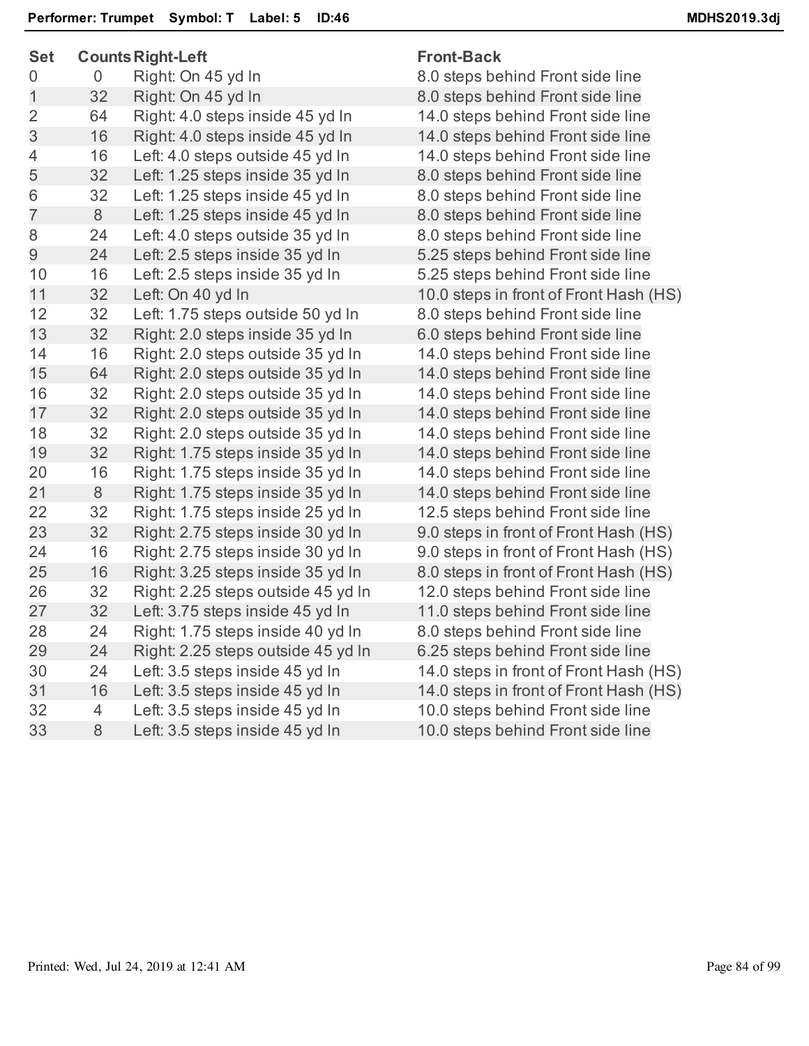**Performer: Trumpet** **Symbol: T** **Label: 5** **ID:46** **MDHS2019.3dj**

| Set | Counts | Right-Left | Front-Back |
|---|---|---|---|
| 0 | 0 | Right: On 45 yd ln | 8.0 steps behind Front side line |
| 1 | 32 | Right: On 45 yd ln | 8.0 steps behind Front side line |
| 2 | 64 | Right: 4.0 steps inside 45 yd ln | 14.0 steps behind Front side line |
| 3 | 16 | Right: 4.0 steps inside 45 yd ln | 14.0 steps behind Front side line |
| 4 | 16 | Left: 4.0 steps outside 45 yd ln | 14.0 steps behind Front side line |
| 5 | 32 | Left: 1.25 steps inside 35 yd ln | 8.0 steps behind Front side line |
| 6 | 32 | Left: 1.25 steps inside 45 yd ln | 8.0 steps behind Front side line |
| 7 | 8 | Left: 1.25 steps inside 45 yd ln | 8.0 steps behind Front side line |
| 8 | 24 | Left: 4.0 steps outside 35 yd ln | 8.0 steps behind Front side line |
| 9 | 24 | Left: 2.5 steps inside 35 yd ln | 5.25 steps behind Front side line |
| 10 | 16 | Left: 2.5 steps inside 35 yd ln | 5.25 steps behind Front side line |
| 11 | 32 | Left: On 40 yd ln | 10.0 steps in front of Front Hash (HS) |
| 12 | 32 | Left: 1.75 steps outside 50 yd ln | 8.0 steps behind Front side line |
| 13 | 32 | Right: 2.0 steps inside 35 yd ln | 6.0 steps behind Front side line |
| 14 | 16 | Right: 2.0 steps outside 35 yd ln | 14.0 steps behind Front side line |
| 15 | 64 | Right: 2.0 steps outside 35 yd ln | 14.0 steps behind Front side line |
| 16 | 32 | Right: 2.0 steps outside 35 yd ln | 14.0 steps behind Front side line |
| 17 | 32 | Right: 2.0 steps outside 35 yd ln | 14.0 steps behind Front side line |
| 18 | 32 | Right: 2.0 steps outside 35 yd ln | 14.0 steps behind Front side line |
| 19 | 32 | Right: 1.75 steps inside 35 yd ln | 14.0 steps behind Front side line |
| 20 | 16 | Right: 1.75 steps inside 35 yd ln | 14.0 steps behind Front side line |
| 21 | 8 | Right: 1.75 steps inside 35 yd ln | 14.0 steps behind Front side line |
| 22 | 32 | Right: 1.75 steps inside 25 yd ln | 12.5 steps behind Front side line |
| 23 | 32 | Right: 2.75 steps inside 30 yd ln | 9.0 steps in front of Front Hash (HS) |
| 24 | 16 | Right: 2.75 steps inside 30 yd ln | 9.0 steps in front of Front Hash (HS) |
| 25 | 16 | Right: 3.25 steps inside 35 yd ln | 8.0 steps in front of Front Hash (HS) |
| 26 | 32 | Right: 2.25 steps outside 45 yd ln | 12.0 steps behind Front side line |
| 27 | 32 | Left: 3.75 steps inside 45 yd ln | 11.0 steps behind Front side line |
| 28 | 24 | Right: 1.75 steps inside 40 yd ln | 8.0 steps behind Front side line |
| 29 | 24 | Right: 2.25 steps outside 45 yd ln | 6.25 steps behind Front side line |
| 30 | 24 | Left: 3.5 steps inside 45 yd ln | 14.0 steps in front of Front Hash (HS) |
| 31 | 16 | Left: 3.5 steps inside 45 yd ln | 14.0 steps in front of Front Hash (HS) |
| 32 | 4 | Left: 3.5 steps inside 45 yd ln | 10.0 steps behind Front side line |
| 33 | 8 | Left: 3.5 steps inside 45 yd ln | 10.0 steps behind Front side line |

Printed: Wed, Jul 24, 2019 at 12:41 AM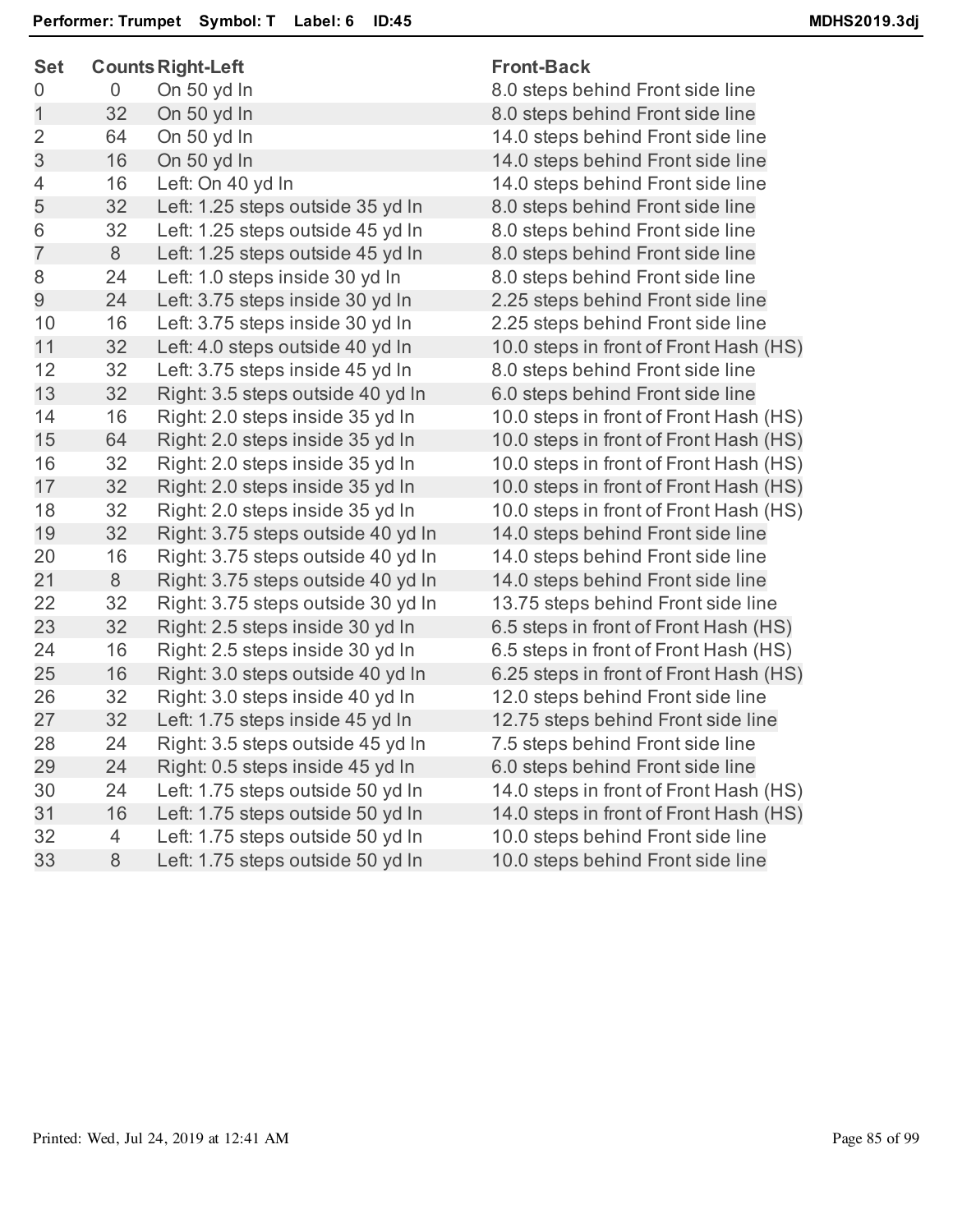**Performer: Trumpet    Symbol: T    Label: 6    ID:45**    **MDHS2019.3dj**

| Set | Counts | Right-Left | Front-Back |
|---|---|---|---|
| 0 | 0 | On 50 yd ln | 8.0 steps behind Front side line |
| 1 | 32 | On 50 yd ln | 8.0 steps behind Front side line |
| 2 | 64 | On 50 yd ln | 14.0 steps behind Front side line |
| 3 | 16 | On 50 yd ln | 14.0 steps behind Front side line |
| 4 | 16 | Left: On 40 yd ln | 14.0 steps behind Front side line |
| 5 | 32 | Left: 1.25 steps outside 35 yd ln | 8.0 steps behind Front side line |
| 6 | 32 | Left: 1.25 steps outside 45 yd ln | 8.0 steps behind Front side line |
| 7 | 8 | Left: 1.25 steps outside 45 yd ln | 8.0 steps behind Front side line |
| 8 | 24 | Left: 1.0 steps inside 30 yd ln | 8.0 steps behind Front side line |
| 9 | 24 | Left: 3.75 steps inside 30 yd ln | 2.25 steps behind Front side line |
| 10 | 16 | Left: 3.75 steps inside 30 yd ln | 2.25 steps behind Front side line |
| 11 | 32 | Left: 4.0 steps outside 40 yd ln | 10.0 steps in front of Front Hash (HS) |
| 12 | 32 | Left: 3.75 steps inside 45 yd ln | 8.0 steps behind Front side line |
| 13 | 32 | Right: 3.5 steps outside 40 yd ln | 6.0 steps behind Front side line |
| 14 | 16 | Right: 2.0 steps inside 35 yd ln | 10.0 steps in front of Front Hash (HS) |
| 15 | 64 | Right: 2.0 steps inside 35 yd ln | 10.0 steps in front of Front Hash (HS) |
| 16 | 32 | Right: 2.0 steps inside 35 yd ln | 10.0 steps in front of Front Hash (HS) |
| 17 | 32 | Right: 2.0 steps inside 35 yd ln | 10.0 steps in front of Front Hash (HS) |
| 18 | 32 | Right: 2.0 steps inside 35 yd ln | 10.0 steps in front of Front Hash (HS) |
| 19 | 32 | Right: 3.75 steps outside 40 yd ln | 14.0 steps behind Front side line |
| 20 | 16 | Right: 3.75 steps outside 40 yd ln | 14.0 steps behind Front side line |
| 21 | 8 | Right: 3.75 steps outside 40 yd ln | 14.0 steps behind Front side line |
| 22 | 32 | Right: 3.75 steps outside 30 yd ln | 13.75 steps behind Front side line |
| 23 | 32 | Right: 2.5 steps inside 30 yd ln | 6.5 steps in front of Front Hash (HS) |
| 24 | 16 | Right: 2.5 steps inside 30 yd ln | 6.5 steps in front of Front Hash (HS) |
| 25 | 16 | Right: 3.0 steps outside 40 yd ln | 6.25 steps in front of Front Hash (HS) |
| 26 | 32 | Right: 3.0 steps inside 40 yd ln | 12.0 steps behind Front side line |
| 27 | 32 | Left: 1.75 steps inside 45 yd ln | 12.75 steps behind Front side line |
| 28 | 24 | Right: 3.5 steps outside 45 yd ln | 7.5 steps behind Front side line |
| 29 | 24 | Right: 0.5 steps inside 45 yd ln | 6.0 steps behind Front side line |
| 30 | 24 | Left: 1.75 steps outside 50 yd ln | 14.0 steps in front of Front Hash (HS) |
| 31 | 16 | Left: 1.75 steps outside 50 yd ln | 14.0 steps in front of Front Hash (HS) |
| 32 | 4 | Left: 1.75 steps outside 50 yd ln | 10.0 steps behind Front side line |
| 33 | 8 | Left: 1.75 steps outside 50 yd ln | 10.0 steps behind Front side line |

Printed: Wed, Jul 24, 2019 at 12:41 AM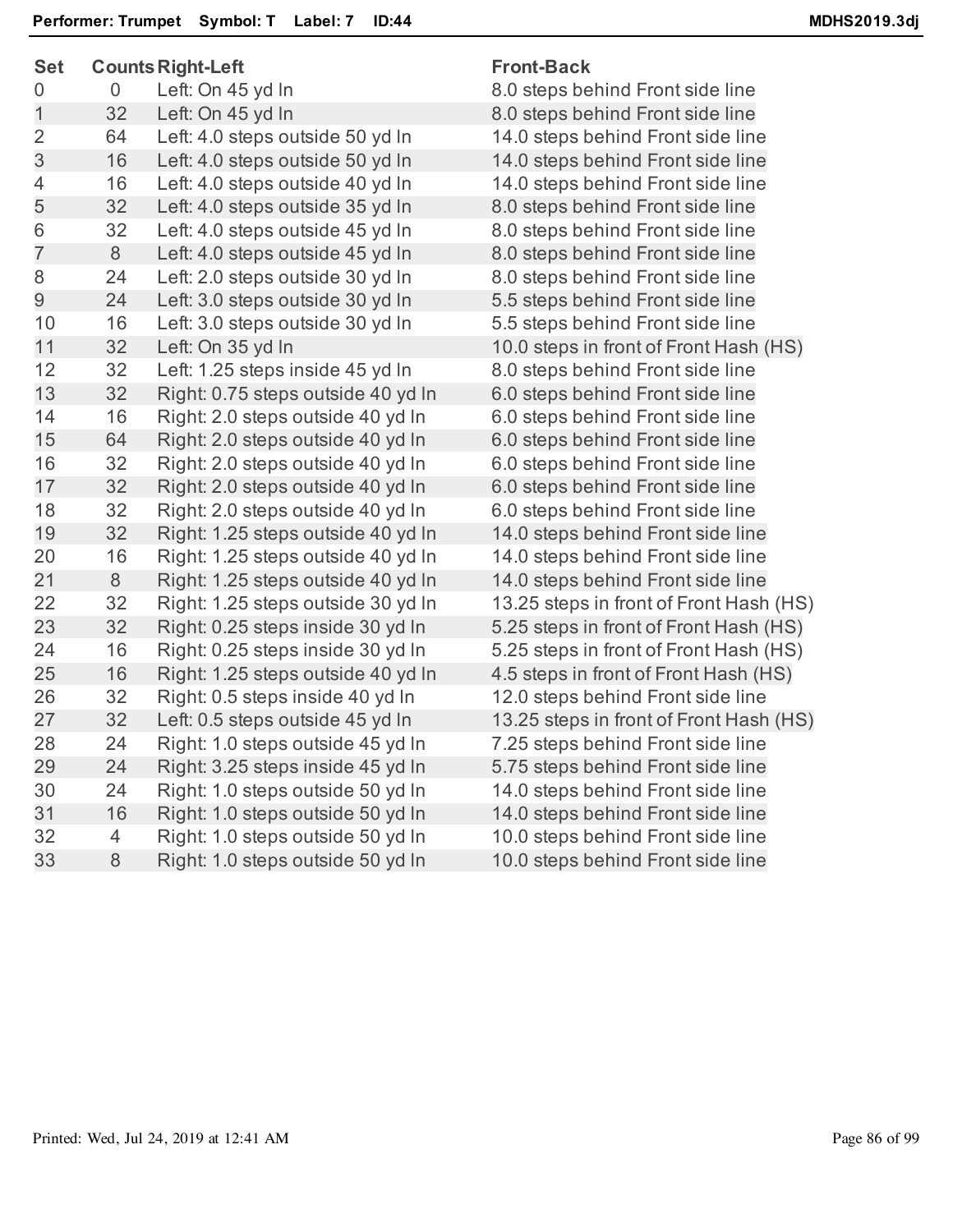**Performer: Trumpet    Symbol: T    Label: 7    ID:44**    **MDHS2019.3dj**

| Set | Counts | Right-Left | Front-Back |
|---|---|---|---|
| 0 | 0 | Left: On 45 yd ln | 8.0 steps behind Front side line |
| 1 | 32 | Left: On 45 yd ln | 8.0 steps behind Front side line |
| 2 | 64 | Left: 4.0 steps outside 50 yd ln | 14.0 steps behind Front side line |
| 3 | 16 | Left: 4.0 steps outside 50 yd ln | 14.0 steps behind Front side line |
| 4 | 16 | Left: 4.0 steps outside 40 yd ln | 14.0 steps behind Front side line |
| 5 | 32 | Left: 4.0 steps outside 35 yd ln | 8.0 steps behind Front side line |
| 6 | 32 | Left: 4.0 steps outside 45 yd ln | 8.0 steps behind Front side line |
| 7 | 8 | Left: 4.0 steps outside 45 yd ln | 8.0 steps behind Front side line |
| 8 | 24 | Left: 2.0 steps outside 30 yd ln | 8.0 steps behind Front side line |
| 9 | 24 | Left: 3.0 steps outside 30 yd ln | 5.5 steps behind Front side line |
| 10 | 16 | Left: 3.0 steps outside 30 yd ln | 5.5 steps behind Front side line |
| 11 | 32 | Left: On 35 yd ln | 10.0 steps in front of Front Hash (HS) |
| 12 | 32 | Left: 1.25 steps inside 45 yd ln | 8.0 steps behind Front side line |
| 13 | 32 | Right: 0.75 steps outside 40 yd ln | 6.0 steps behind Front side line |
| 14 | 16 | Right: 2.0 steps outside 40 yd ln | 6.0 steps behind Front side line |
| 15 | 64 | Right: 2.0 steps outside 40 yd ln | 6.0 steps behind Front side line |
| 16 | 32 | Right: 2.0 steps outside 40 yd ln | 6.0 steps behind Front side line |
| 17 | 32 | Right: 2.0 steps outside 40 yd ln | 6.0 steps behind Front side line |
| 18 | 32 | Right: 2.0 steps outside 40 yd ln | 6.0 steps behind Front side line |
| 19 | 32 | Right: 1.25 steps outside 40 yd ln | 14.0 steps behind Front side line |
| 20 | 16 | Right: 1.25 steps outside 40 yd ln | 14.0 steps behind Front side line |
| 21 | 8 | Right: 1.25 steps outside 40 yd ln | 14.0 steps behind Front side line |
| 22 | 32 | Right: 1.25 steps outside 30 yd ln | 13.25 steps in front of Front Hash (HS) |
| 23 | 32 | Right: 0.25 steps inside 30 yd ln | 5.25 steps in front of Front Hash (HS) |
| 24 | 16 | Right: 0.25 steps inside 30 yd ln | 5.25 steps in front of Front Hash (HS) |
| 25 | 16 | Right: 1.25 steps outside 40 yd ln | 4.5 steps in front of Front Hash (HS) |
| 26 | 32 | Right: 0.5 steps inside 40 yd ln | 12.0 steps behind Front side line |
| 27 | 32 | Left: 0.5 steps outside 45 yd ln | 13.25 steps in front of Front Hash (HS) |
| 28 | 24 | Right: 1.0 steps outside 45 yd ln | 7.25 steps behind Front side line |
| 29 | 24 | Right: 3.25 steps inside 45 yd ln | 5.75 steps behind Front side line |
| 30 | 24 | Right: 1.0 steps outside 50 yd ln | 14.0 steps behind Front side line |
| 31 | 16 | Right: 1.0 steps outside 50 yd ln | 14.0 steps behind Front side line |
| 32 | 4 | Right: 1.0 steps outside 50 yd ln | 10.0 steps behind Front side line |
| 33 | 8 | Right: 1.0 steps outside 50 yd ln | 10.0 steps behind Front side line |

Printed: Wed, Jul 24, 2019 at 12:41 AM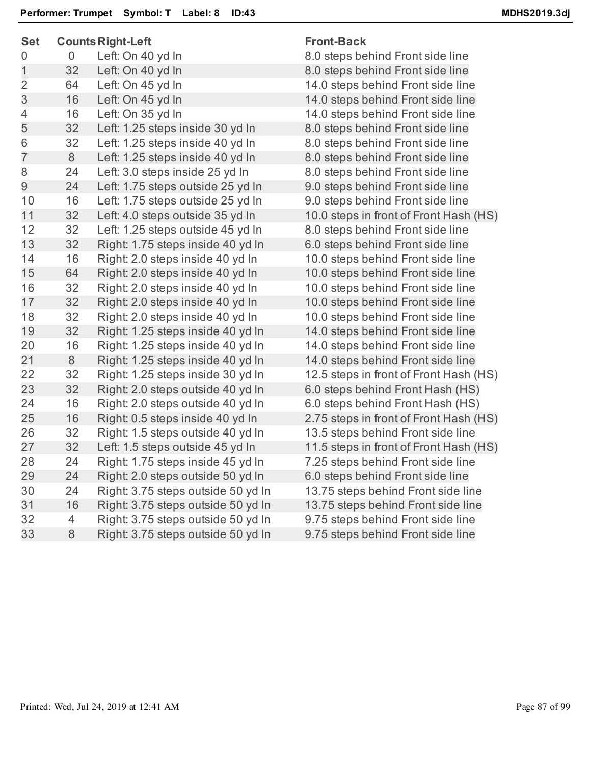**Performer: Trumpet  Symbol: T  Label: 8  ID:43**  MDHS2019.3dj

| Set | Counts | Right-Left | Front-Back |
|---|---|---|---|
| 0 | 0 | Left: On 40 yd ln | 8.0 steps behind Front side line |
| 1 | 32 | Left: On 40 yd ln | 8.0 steps behind Front side line |
| 2 | 64 | Left: On 45 yd ln | 14.0 steps behind Front side line |
| 3 | 16 | Left: On 45 yd ln | 14.0 steps behind Front side line |
| 4 | 16 | Left: On 35 yd ln | 14.0 steps behind Front side line |
| 5 | 32 | Left: 1.25 steps inside 30 yd ln | 8.0 steps behind Front side line |
| 6 | 32 | Left: 1.25 steps inside 40 yd ln | 8.0 steps behind Front side line |
| 7 | 8 | Left: 1.25 steps inside 40 yd ln | 8.0 steps behind Front side line |
| 8 | 24 | Left: 3.0 steps inside 25 yd ln | 8.0 steps behind Front side line |
| 9 | 24 | Left: 1.75 steps outside 25 yd ln | 9.0 steps behind Front side line |
| 10 | 16 | Left: 1.75 steps outside 25 yd ln | 9.0 steps behind Front side line |
| 11 | 32 | Left: 4.0 steps outside 35 yd ln | 10.0 steps in front of Front Hash (HS) |
| 12 | 32 | Left: 1.25 steps outside 45 yd ln | 8.0 steps behind Front side line |
| 13 | 32 | Right: 1.75 steps inside 40 yd ln | 6.0 steps behind Front side line |
| 14 | 16 | Right: 2.0 steps inside 40 yd ln | 10.0 steps behind Front side line |
| 15 | 64 | Right: 2.0 steps inside 40 yd ln | 10.0 steps behind Front side line |
| 16 | 32 | Right: 2.0 steps inside 40 yd ln | 10.0 steps behind Front side line |
| 17 | 32 | Right: 2.0 steps inside 40 yd ln | 10.0 steps behind Front side line |
| 18 | 32 | Right: 2.0 steps inside 40 yd ln | 10.0 steps behind Front side line |
| 19 | 32 | Right: 1.25 steps inside 40 yd ln | 14.0 steps behind Front side line |
| 20 | 16 | Right: 1.25 steps inside 40 yd ln | 14.0 steps behind Front side line |
| 21 | 8 | Right: 1.25 steps inside 40 yd ln | 14.0 steps behind Front side line |
| 22 | 32 | Right: 1.25 steps inside 30 yd ln | 12.5 steps in front of Front Hash (HS) |
| 23 | 32 | Right: 2.0 steps outside 40 yd ln | 6.0 steps behind Front Hash (HS) |
| 24 | 16 | Right: 2.0 steps outside 40 yd ln | 6.0 steps behind Front Hash (HS) |
| 25 | 16 | Right: 0.5 steps inside 40 yd ln | 2.75 steps in front of Front Hash (HS) |
| 26 | 32 | Right: 1.5 steps outside 40 yd ln | 13.5 steps behind Front side line |
| 27 | 32 | Left: 1.5 steps outside 45 yd ln | 11.5 steps in front of Front Hash (HS) |
| 28 | 24 | Right: 1.75 steps inside 45 yd ln | 7.25 steps behind Front side line |
| 29 | 24 | Right: 2.0 steps outside 50 yd ln | 6.0 steps behind Front side line |
| 30 | 24 | Right: 3.75 steps outside 50 yd ln | 13.75 steps behind Front side line |
| 31 | 16 | Right: 3.75 steps outside 50 yd ln | 13.75 steps behind Front side line |
| 32 | 4 | Right: 3.75 steps outside 50 yd ln | 9.75 steps behind Front side line |
| 33 | 8 | Right: 3.75 steps outside 50 yd ln | 9.75 steps behind Front side line |

Printed: Wed, Jul 24, 2019 at 12:41 AM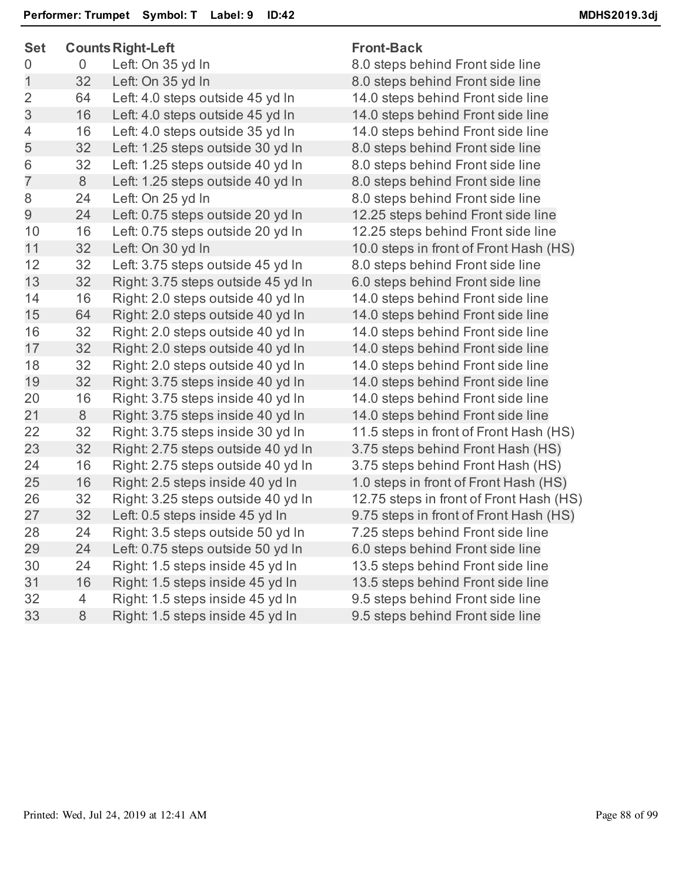**Performer: Trumpet Symbol: T Label: 9 ID:42** **MDHS2019.3dj**

| Set | Counts | Right-Left | Front-Back |
| --- | --- | --- | --- |
| 0 | 0 | Left: On 35 yd ln | 8.0 steps behind Front side line |
| 1 | 32 | Left: On 35 yd ln | 8.0 steps behind Front side line |
| 2 | 64 | Left: 4.0 steps outside 45 yd ln | 14.0 steps behind Front side line |
| 3 | 16 | Left: 4.0 steps outside 45 yd ln | 14.0 steps behind Front side line |
| 4 | 16 | Left: 4.0 steps outside 35 yd ln | 14.0 steps behind Front side line |
| 5 | 32 | Left: 1.25 steps outside 30 yd ln | 8.0 steps behind Front side line |
| 6 | 32 | Left: 1.25 steps outside 40 yd ln | 8.0 steps behind Front side line |
| 7 | 8 | Left: 1.25 steps outside 40 yd ln | 8.0 steps behind Front side line |
| 8 | 24 | Left: On 25 yd ln | 8.0 steps behind Front side line |
| 9 | 24 | Left: 0.75 steps outside 20 yd ln | 12.25 steps behind Front side line |
| 10 | 16 | Left: 0.75 steps outside 20 yd ln | 12.25 steps behind Front side line |
| 11 | 32 | Left: On 30 yd ln | 10.0 steps in front of Front Hash (HS) |
| 12 | 32 | Left: 3.75 steps outside 45 yd ln | 8.0 steps behind Front side line |
| 13 | 32 | Right: 3.75 steps outside 45 yd ln | 6.0 steps behind Front side line |
| 14 | 16 | Right: 2.0 steps outside 40 yd ln | 14.0 steps behind Front side line |
| 15 | 64 | Right: 2.0 steps outside 40 yd ln | 14.0 steps behind Front side line |
| 16 | 32 | Right: 2.0 steps outside 40 yd ln | 14.0 steps behind Front side line |
| 17 | 32 | Right: 2.0 steps outside 40 yd ln | 14.0 steps behind Front side line |
| 18 | 32 | Right: 2.0 steps outside 40 yd ln | 14.0 steps behind Front side line |
| 19 | 32 | Right: 3.75 steps inside 40 yd ln | 14.0 steps behind Front side line |
| 20 | 16 | Right: 3.75 steps inside 40 yd ln | 14.0 steps behind Front side line |
| 21 | 8 | Right: 3.75 steps inside 40 yd ln | 14.0 steps behind Front side line |
| 22 | 32 | Right: 3.75 steps inside 30 yd ln | 11.5 steps in front of Front Hash (HS) |
| 23 | 32 | Right: 2.75 steps outside 40 yd ln | 3.75 steps behind Front Hash (HS) |
| 24 | 16 | Right: 2.75 steps outside 40 yd ln | 3.75 steps behind Front Hash (HS) |
| 25 | 16 | Right: 2.5 steps inside 40 yd ln | 1.0 steps in front of Front Hash (HS) |
| 26 | 32 | Right: 3.25 steps outside 40 yd ln | 12.75 steps in front of Front Hash (HS) |
| 27 | 32 | Left: 0.5 steps inside 45 yd ln | 9.75 steps in front of Front Hash (HS) |
| 28 | 24 | Right: 3.5 steps outside 50 yd ln | 7.25 steps behind Front side line |
| 29 | 24 | Left: 0.75 steps outside 50 yd ln | 6.0 steps behind Front side line |
| 30 | 24 | Right: 1.5 steps inside 45 yd ln | 13.5 steps behind Front side line |
| 31 | 16 | Right: 1.5 steps inside 45 yd ln | 13.5 steps behind Front side line |
| 32 | 4 | Right: 1.5 steps inside 45 yd ln | 9.5 steps behind Front side line |
| 33 | 8 | Right: 1.5 steps inside 45 yd ln | 9.5 steps behind Front side line |

Printed: Wed, Jul 24, 2019 at 12:41 AM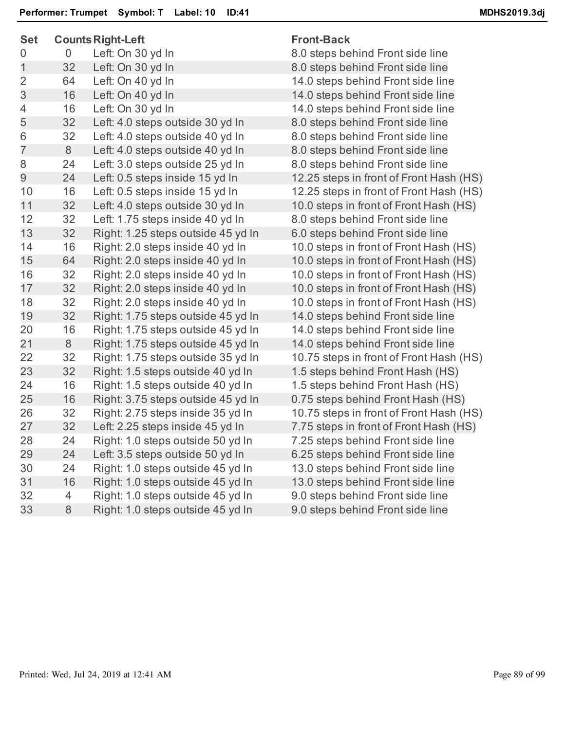**Performer: Trumpet    Symbol: T    Label: 10    ID:41**    **MDHS2019.3dj**

| Set | Counts | Right-Left | Front-Back |
|---|---|---|---|
| 0 | 0 | Left: On 30 yd ln | 8.0 steps behind Front side line |
| 1 | 32 | Left: On 30 yd ln | 8.0 steps behind Front side line |
| 2 | 64 | Left: On 40 yd ln | 14.0 steps behind Front side line |
| 3 | 16 | Left: On 40 yd ln | 14.0 steps behind Front side line |
| 4 | 16 | Left: On 30 yd ln | 14.0 steps behind Front side line |
| 5 | 32 | Left: 4.0 steps outside 30 yd ln | 8.0 steps behind Front side line |
| 6 | 32 | Left: 4.0 steps outside 40 yd ln | 8.0 steps behind Front side line |
| 7 | 8 | Left: 4.0 steps outside 40 yd ln | 8.0 steps behind Front side line |
| 8 | 24 | Left: 3.0 steps outside 25 yd ln | 8.0 steps behind Front side line |
| 9 | 24 | Left: 0.5 steps inside 15 yd ln | 12.25 steps in front of Front Hash (HS) |
| 10 | 16 | Left: 0.5 steps inside 15 yd ln | 12.25 steps in front of Front Hash (HS) |
| 11 | 32 | Left: 4.0 steps outside 30 yd ln | 10.0 steps in front of Front Hash (HS) |
| 12 | 32 | Left: 1.75 steps inside 40 yd ln | 8.0 steps behind Front side line |
| 13 | 32 | Right: 1.25 steps outside 45 yd ln | 6.0 steps behind Front side line |
| 14 | 16 | Right: 2.0 steps inside 40 yd ln | 10.0 steps in front of Front Hash (HS) |
| 15 | 64 | Right: 2.0 steps inside 40 yd ln | 10.0 steps in front of Front Hash (HS) |
| 16 | 32 | Right: 2.0 steps inside 40 yd ln | 10.0 steps in front of Front Hash (HS) |
| 17 | 32 | Right: 2.0 steps inside 40 yd ln | 10.0 steps in front of Front Hash (HS) |
| 18 | 32 | Right: 2.0 steps inside 40 yd ln | 10.0 steps in front of Front Hash (HS) |
| 19 | 32 | Right: 1.75 steps outside 45 yd ln | 14.0 steps behind Front side line |
| 20 | 16 | Right: 1.75 steps outside 45 yd ln | 14.0 steps behind Front side line |
| 21 | 8 | Right: 1.75 steps outside 45 yd ln | 14.0 steps behind Front side line |
| 22 | 32 | Right: 1.75 steps outside 35 yd ln | 10.75 steps in front of Front Hash (HS) |
| 23 | 32 | Right: 1.5 steps outside 40 yd ln | 1.5 steps behind Front Hash (HS) |
| 24 | 16 | Right: 1.5 steps outside 40 yd ln | 1.5 steps behind Front Hash (HS) |
| 25 | 16 | Right: 3.75 steps outside 45 yd ln | 0.75 steps behind Front Hash (HS) |
| 26 | 32 | Right: 2.75 steps inside 35 yd ln | 10.75 steps in front of Front Hash (HS) |
| 27 | 32 | Left: 2.25 steps inside 45 yd ln | 7.75 steps in front of Front Hash (HS) |
| 28 | 24 | Right: 1.0 steps outside 50 yd ln | 7.25 steps behind Front side line |
| 29 | 24 | Left: 3.5 steps outside 50 yd ln | 6.25 steps behind Front side line |
| 30 | 24 | Right: 1.0 steps outside 45 yd ln | 13.0 steps behind Front side line |
| 31 | 16 | Right: 1.0 steps outside 45 yd ln | 13.0 steps behind Front side line |
| 32 | 4 | Right: 1.0 steps outside 45 yd ln | 9.0 steps behind Front side line |
| 33 | 8 | Right: 1.0 steps outside 45 yd ln | 9.0 steps behind Front side line |

Printed: Wed, Jul 24, 2019 at 12:41 AM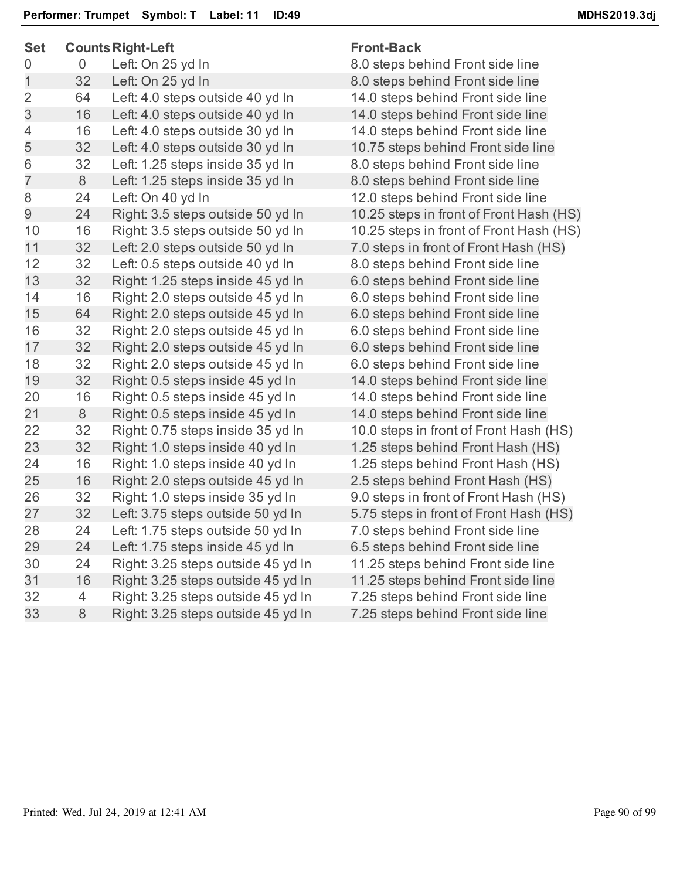**Performer: Trumpet  Symbol: T  Label: 11  ID:49**  **MDHS2019.3dj**

| Set | Counts | Right-Left | Front-Back |
| --- | --- | --- | --- |
| 0 | 0 | Left: On 25 yd ln | 8.0 steps behind Front side line |
| 1 | 32 | Left: On 25 yd ln | 8.0 steps behind Front side line |
| 2 | 64 | Left: 4.0 steps outside 40 yd ln | 14.0 steps behind Front side line |
| 3 | 16 | Left: 4.0 steps outside 40 yd ln | 14.0 steps behind Front side line |
| 4 | 16 | Left: 4.0 steps outside 30 yd ln | 14.0 steps behind Front side line |
| 5 | 32 | Left: 4.0 steps outside 30 yd ln | 10.75 steps behind Front side line |
| 6 | 32 | Left: 1.25 steps inside 35 yd ln | 8.0 steps behind Front side line |
| 7 | 8 | Left: 1.25 steps inside 35 yd ln | 8.0 steps behind Front side line |
| 8 | 24 | Left: On 40 yd ln | 12.0 steps behind Front side line |
| 9 | 24 | Right: 3.5 steps outside 50 yd ln | 10.25 steps in front of Front Hash (HS) |
| 10 | 16 | Right: 3.5 steps outside 50 yd ln | 10.25 steps in front of Front Hash (HS) |
| 11 | 32 | Left: 2.0 steps outside 50 yd ln | 7.0 steps in front of Front Hash (HS) |
| 12 | 32 | Left: 0.5 steps outside 40 yd ln | 8.0 steps behind Front side line |
| 13 | 32 | Right: 1.25 steps inside 45 yd ln | 6.0 steps behind Front side line |
| 14 | 16 | Right: 2.0 steps outside 45 yd ln | 6.0 steps behind Front side line |
| 15 | 64 | Right: 2.0 steps outside 45 yd ln | 6.0 steps behind Front side line |
| 16 | 32 | Right: 2.0 steps outside 45 yd ln | 6.0 steps behind Front side line |
| 17 | 32 | Right: 2.0 steps outside 45 yd ln | 6.0 steps behind Front side line |
| 18 | 32 | Right: 2.0 steps outside 45 yd ln | 6.0 steps behind Front side line |
| 19 | 32 | Right: 0.5 steps inside 45 yd ln | 14.0 steps behind Front side line |
| 20 | 16 | Right: 0.5 steps inside 45 yd ln | 14.0 steps behind Front side line |
| 21 | 8 | Right: 0.5 steps inside 45 yd ln | 14.0 steps behind Front side line |
| 22 | 32 | Right: 0.75 steps inside 35 yd ln | 10.0 steps in front of Front Hash (HS) |
| 23 | 32 | Right: 1.0 steps inside 40 yd ln | 1.25 steps behind Front Hash (HS) |
| 24 | 16 | Right: 1.0 steps inside 40 yd ln | 1.25 steps behind Front Hash (HS) |
| 25 | 16 | Right: 2.0 steps outside 45 yd ln | 2.5 steps behind Front Hash (HS) |
| 26 | 32 | Right: 1.0 steps inside 35 yd ln | 9.0 steps in front of Front Hash (HS) |
| 27 | 32 | Left: 3.75 steps outside 50 yd ln | 5.75 steps in front of Front Hash (HS) |
| 28 | 24 | Left: 1.75 steps outside 50 yd ln | 7.0 steps behind Front side line |
| 29 | 24 | Left: 1.75 steps inside 45 yd ln | 6.5 steps behind Front side line |
| 30 | 24 | Right: 3.25 steps outside 45 yd ln | 11.25 steps behind Front side line |
| 31 | 16 | Right: 3.25 steps outside 45 yd ln | 11.25 steps behind Front side line |
| 32 | 4 | Right: 3.25 steps outside 45 yd ln | 7.25 steps behind Front side line |
| 33 | 8 | Right: 3.25 steps outside 45 yd ln | 7.25 steps behind Front side line |

Printed: Wed, Jul 24, 2019 at 12:41 AM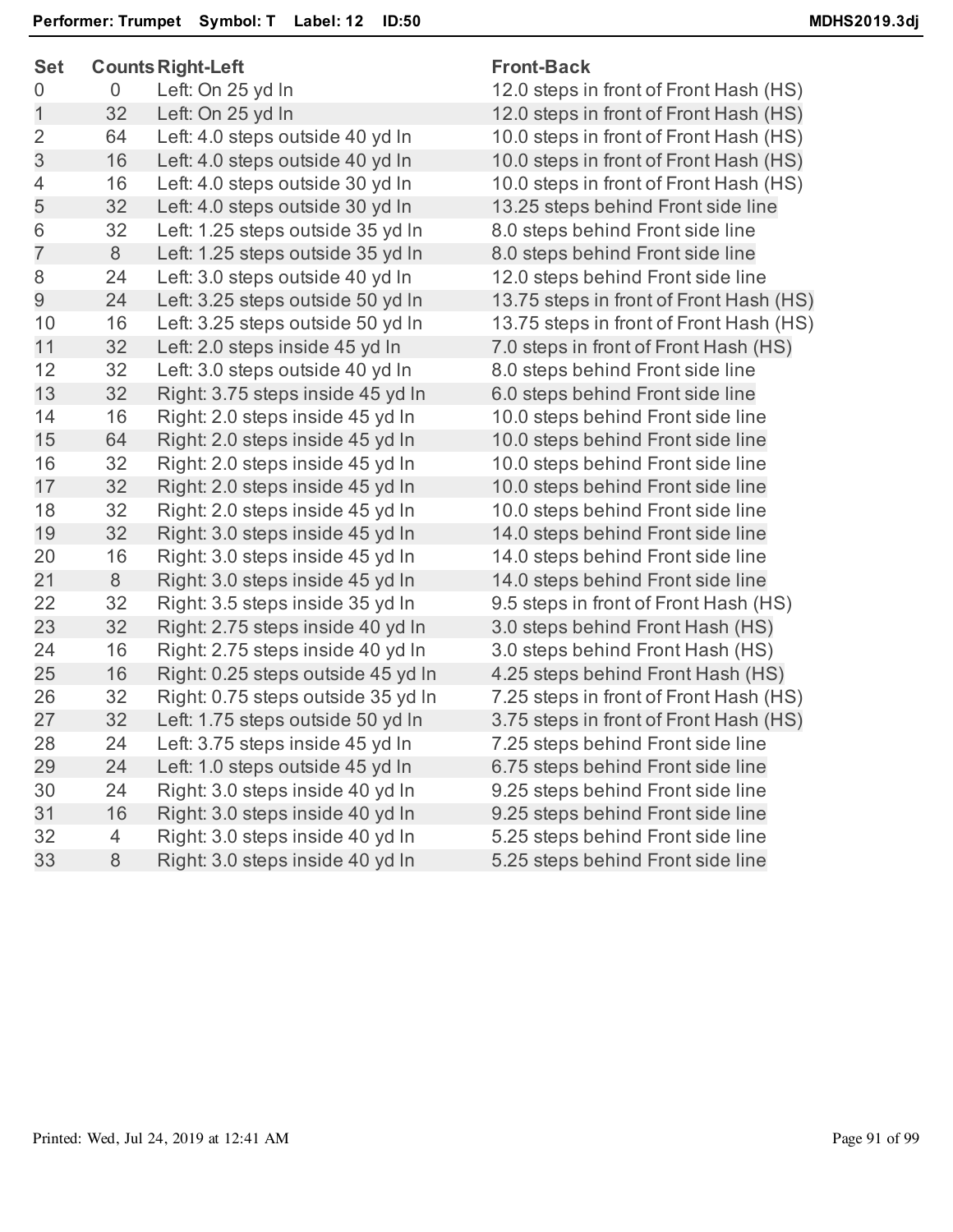**Performer: Trumpet   Symbol: T   Label: 12   ID:50**   **MDHS2019.3dj**

| Set | Counts | Right-Left | Front-Back |
|---|---|---|---|
| 0 | 0 | Left: On 25 yd ln | 12.0 steps in front of Front Hash (HS) |
| 1 | 32 | Left: On 25 yd ln | 12.0 steps in front of Front Hash (HS) |
| 2 | 64 | Left: 4.0 steps outside 40 yd ln | 10.0 steps in front of Front Hash (HS) |
| 3 | 16 | Left: 4.0 steps outside 40 yd ln | 10.0 steps in front of Front Hash (HS) |
| 4 | 16 | Left: 4.0 steps outside 30 yd ln | 10.0 steps in front of Front Hash (HS) |
| 5 | 32 | Left: 4.0 steps outside 30 yd ln | 13.25 steps behind Front side line |
| 6 | 32 | Left: 1.25 steps outside 35 yd ln | 8.0 steps behind Front side line |
| 7 | 8 | Left: 1.25 steps outside 35 yd ln | 8.0 steps behind Front side line |
| 8 | 24 | Left: 3.0 steps outside 40 yd ln | 12.0 steps behind Front side line |
| 9 | 24 | Left: 3.25 steps outside 50 yd ln | 13.75 steps in front of Front Hash (HS) |
| 10 | 16 | Left: 3.25 steps outside 50 yd ln | 13.75 steps in front of Front Hash (HS) |
| 11 | 32 | Left: 2.0 steps inside 45 yd ln | 7.0 steps in front of Front Hash (HS) |
| 12 | 32 | Left: 3.0 steps outside 40 yd ln | 8.0 steps behind Front side line |
| 13 | 32 | Right: 3.75 steps inside 45 yd ln | 6.0 steps behind Front side line |
| 14 | 16 | Right: 2.0 steps inside 45 yd ln | 10.0 steps behind Front side line |
| 15 | 64 | Right: 2.0 steps inside 45 yd ln | 10.0 steps behind Front side line |
| 16 | 32 | Right: 2.0 steps inside 45 yd ln | 10.0 steps behind Front side line |
| 17 | 32 | Right: 2.0 steps inside 45 yd ln | 10.0 steps behind Front side line |
| 18 | 32 | Right: 2.0 steps inside 45 yd ln | 10.0 steps behind Front side line |
| 19 | 32 | Right: 3.0 steps inside 45 yd ln | 14.0 steps behind Front side line |
| 20 | 16 | Right: 3.0 steps inside 45 yd ln | 14.0 steps behind Front side line |
| 21 | 8 | Right: 3.0 steps inside 45 yd ln | 14.0 steps behind Front side line |
| 22 | 32 | Right: 3.5 steps inside 35 yd ln | 9.5 steps in front of Front Hash (HS) |
| 23 | 32 | Right: 2.75 steps inside 40 yd ln | 3.0 steps behind Front Hash (HS) |
| 24 | 16 | Right: 2.75 steps inside 40 yd ln | 3.0 steps behind Front Hash (HS) |
| 25 | 16 | Right: 0.25 steps outside 45 yd ln | 4.25 steps behind Front Hash (HS) |
| 26 | 32 | Right: 0.75 steps outside 35 yd ln | 7.25 steps in front of Front Hash (HS) |
| 27 | 32 | Left: 1.75 steps outside 50 yd ln | 3.75 steps in front of Front Hash (HS) |
| 28 | 24 | Left: 3.75 steps inside 45 yd ln | 7.25 steps behind Front side line |
| 29 | 24 | Left: 1.0 steps outside 45 yd ln | 6.75 steps behind Front side line |
| 30 | 24 | Right: 3.0 steps inside 40 yd ln | 9.25 steps behind Front side line |
| 31 | 16 | Right: 3.0 steps inside 40 yd ln | 9.25 steps behind Front side line |
| 32 | 4 | Right: 3.0 steps inside 40 yd ln | 5.25 steps behind Front side line |
| 33 | 8 | Right: 3.0 steps inside 40 yd ln | 5.25 steps behind Front side line |

Printed: Wed, Jul 24, 2019 at 12:41 AM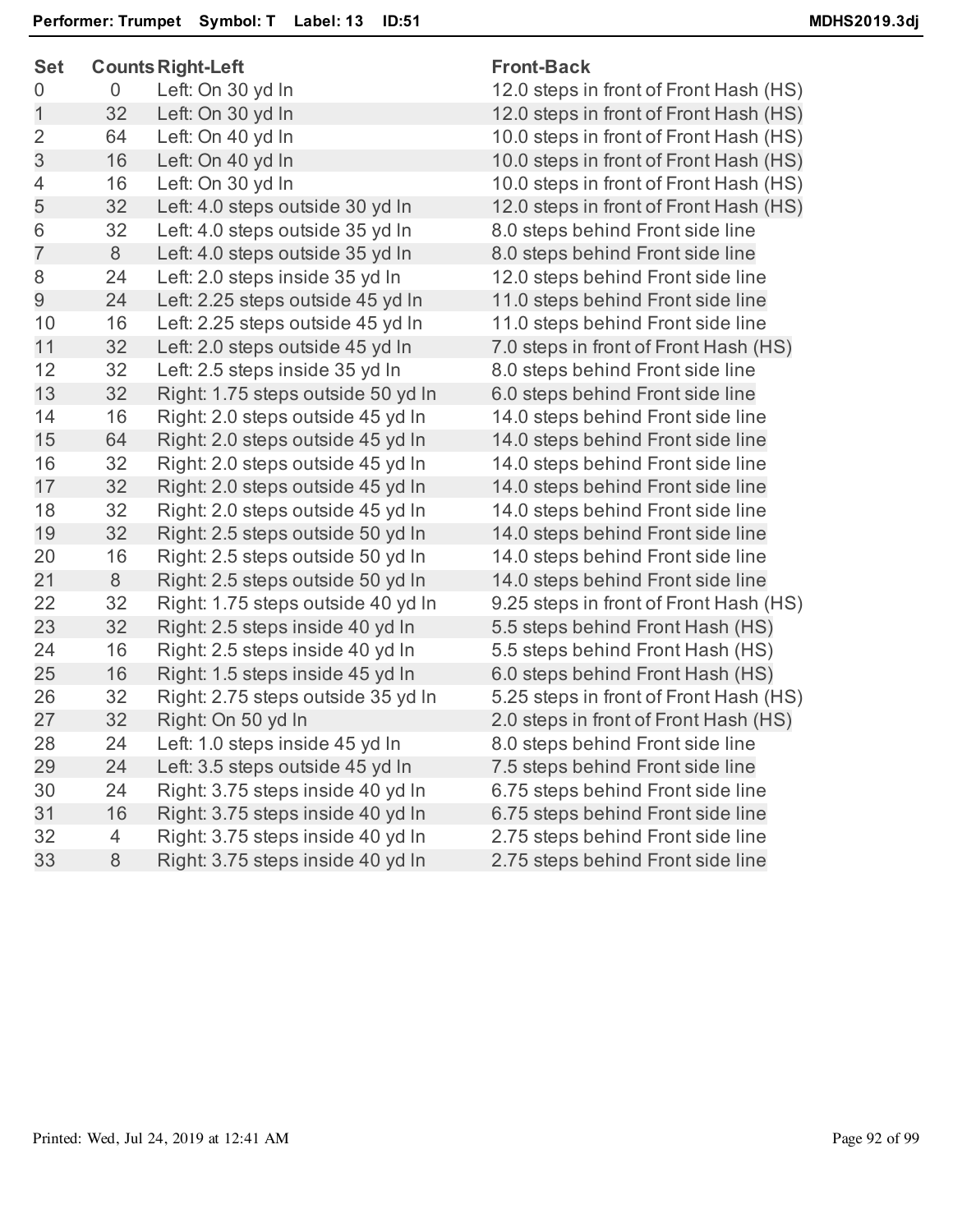**Performer: Trumpet Symbol: T Label: 13 ID:51** **MDHS2019.3dj**

| Set | Counts | Right-Left | Front-Back |
|---|---|---|---|
| 0 | 0 | Left: On 30 yd ln | 12.0 steps in front of Front Hash (HS) |
| 1 | 32 | Left: On 30 yd ln | 12.0 steps in front of Front Hash (HS) |
| 2 | 64 | Left: On 40 yd ln | 10.0 steps in front of Front Hash (HS) |
| 3 | 16 | Left: On 40 yd ln | 10.0 steps in front of Front Hash (HS) |
| 4 | 16 | Left: On 30 yd ln | 10.0 steps in front of Front Hash (HS) |
| 5 | 32 | Left: 4.0 steps outside 30 yd ln | 12.0 steps in front of Front Hash (HS) |
| 6 | 32 | Left: 4.0 steps outside 35 yd ln | 8.0 steps behind Front side line |
| 7 | 8 | Left: 4.0 steps outside 35 yd ln | 8.0 steps behind Front side line |
| 8 | 24 | Left: 2.0 steps inside 35 yd ln | 12.0 steps behind Front side line |
| 9 | 24 | Left: 2.25 steps outside 45 yd ln | 11.0 steps behind Front side line |
| 10 | 16 | Left: 2.25 steps outside 45 yd ln | 11.0 steps behind Front side line |
| 11 | 32 | Left: 2.0 steps outside 45 yd ln | 7.0 steps in front of Front Hash (HS) |
| 12 | 32 | Left: 2.5 steps inside 35 yd ln | 8.0 steps behind Front side line |
| 13 | 32 | Right: 1.75 steps outside 50 yd ln | 6.0 steps behind Front side line |
| 14 | 16 | Right: 2.0 steps outside 45 yd ln | 14.0 steps behind Front side line |
| 15 | 64 | Right: 2.0 steps outside 45 yd ln | 14.0 steps behind Front side line |
| 16 | 32 | Right: 2.0 steps outside 45 yd ln | 14.0 steps behind Front side line |
| 17 | 32 | Right: 2.0 steps outside 45 yd ln | 14.0 steps behind Front side line |
| 18 | 32 | Right: 2.0 steps outside 45 yd ln | 14.0 steps behind Front side line |
| 19 | 32 | Right: 2.5 steps outside 50 yd ln | 14.0 steps behind Front side line |
| 20 | 16 | Right: 2.5 steps outside 50 yd ln | 14.0 steps behind Front side line |
| 21 | 8 | Right: 2.5 steps outside 50 yd ln | 14.0 steps behind Front side line |
| 22 | 32 | Right: 1.75 steps outside 40 yd ln | 9.25 steps in front of Front Hash (HS) |
| 23 | 32 | Right: 2.5 steps inside 40 yd ln | 5.5 steps behind Front Hash (HS) |
| 24 | 16 | Right: 2.5 steps inside 40 yd ln | 5.5 steps behind Front Hash (HS) |
| 25 | 16 | Right: 1.5 steps inside 45 yd ln | 6.0 steps behind Front Hash (HS) |
| 26 | 32 | Right: 2.75 steps outside 35 yd ln | 5.25 steps in front of Front Hash (HS) |
| 27 | 32 | Right: On 50 yd ln | 2.0 steps in front of Front Hash (HS) |
| 28 | 24 | Left: 1.0 steps inside 45 yd ln | 8.0 steps behind Front side line |
| 29 | 24 | Left: 3.5 steps outside 45 yd ln | 7.5 steps behind Front side line |
| 30 | 24 | Right: 3.75 steps inside 40 yd ln | 6.75 steps behind Front side line |
| 31 | 16 | Right: 3.75 steps inside 40 yd ln | 6.75 steps behind Front side line |
| 32 | 4 | Right: 3.75 steps inside 40 yd ln | 2.75 steps behind Front side line |
| 33 | 8 | Right: 3.75 steps inside 40 yd ln | 2.75 steps behind Front side line |

Printed: Wed, Jul 24, 2019 at 12:41 AM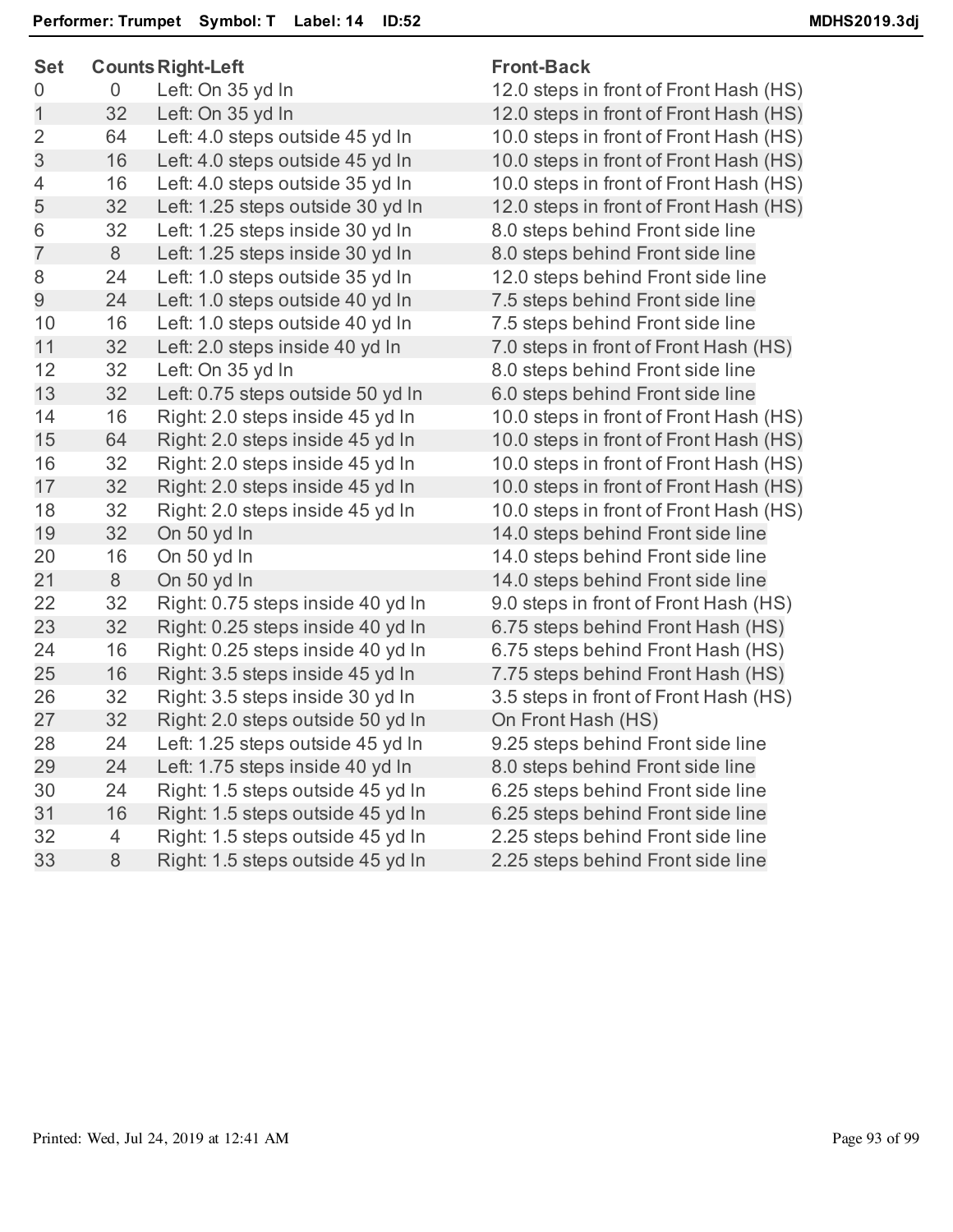**Performer: Trumpet Symbol: T Label: 14 ID:52** **MDHS2019.3dj**

| Set | Counts | Right-Left | Front-Back |
|---|---|---|---|
| 0 | 0 | Left: On 35 yd ln | 12.0 steps in front of Front Hash (HS) |
| 1 | 32 | Left: On 35 yd ln | 12.0 steps in front of Front Hash (HS) |
| 2 | 64 | Left: 4.0 steps outside 45 yd ln | 10.0 steps in front of Front Hash (HS) |
| 3 | 16 | Left: 4.0 steps outside 45 yd ln | 10.0 steps in front of Front Hash (HS) |
| 4 | 16 | Left: 4.0 steps outside 35 yd ln | 10.0 steps in front of Front Hash (HS) |
| 5 | 32 | Left: 1.25 steps outside 30 yd ln | 12.0 steps in front of Front Hash (HS) |
| 6 | 32 | Left: 1.25 steps inside 30 yd ln | 8.0 steps behind Front side line |
| 7 | 8 | Left: 1.25 steps inside 30 yd ln | 8.0 steps behind Front side line |
| 8 | 24 | Left: 1.0 steps outside 35 yd ln | 12.0 steps behind Front side line |
| 9 | 24 | Left: 1.0 steps outside 40 yd ln | 7.5 steps behind Front side line |
| 10 | 16 | Left: 1.0 steps outside 40 yd ln | 7.5 steps behind Front side line |
| 11 | 32 | Left: 2.0 steps inside 40 yd ln | 7.0 steps in front of Front Hash (HS) |
| 12 | 32 | Left: On 35 yd ln | 8.0 steps behind Front side line |
| 13 | 32 | Left: 0.75 steps outside 50 yd ln | 6.0 steps behind Front side line |
| 14 | 16 | Right: 2.0 steps inside 45 yd ln | 10.0 steps in front of Front Hash (HS) |
| 15 | 64 | Right: 2.0 steps inside 45 yd ln | 10.0 steps in front of Front Hash (HS) |
| 16 | 32 | Right: 2.0 steps inside 45 yd ln | 10.0 steps in front of Front Hash (HS) |
| 17 | 32 | Right: 2.0 steps inside 45 yd ln | 10.0 steps in front of Front Hash (HS) |
| 18 | 32 | Right: 2.0 steps inside 45 yd ln | 10.0 steps in front of Front Hash (HS) |
| 19 | 32 | On 50 yd ln | 14.0 steps behind Front side line |
| 20 | 16 | On 50 yd ln | 14.0 steps behind Front side line |
| 21 | 8 | On 50 yd ln | 14.0 steps behind Front side line |
| 22 | 32 | Right: 0.75 steps inside 40 yd ln | 9.0 steps in front of Front Hash (HS) |
| 23 | 32 | Right: 0.25 steps inside 40 yd ln | 6.75 steps behind Front Hash (HS) |
| 24 | 16 | Right: 0.25 steps inside 40 yd ln | 6.75 steps behind Front Hash (HS) |
| 25 | 16 | Right: 3.5 steps inside 45 yd ln | 7.75 steps behind Front Hash (HS) |
| 26 | 32 | Right: 3.5 steps inside 30 yd ln | 3.5 steps in front of Front Hash (HS) |
| 27 | 32 | Right: 2.0 steps outside 50 yd ln | On Front Hash (HS) |
| 28 | 24 | Left: 1.25 steps outside 45 yd ln | 9.25 steps behind Front side line |
| 29 | 24 | Left: 1.75 steps inside 40 yd ln | 8.0 steps behind Front side line |
| 30 | 24 | Right: 1.5 steps outside 45 yd ln | 6.25 steps behind Front side line |
| 31 | 16 | Right: 1.5 steps outside 45 yd ln | 6.25 steps behind Front side line |
| 32 | 4 | Right: 1.5 steps outside 45 yd ln | 2.25 steps behind Front side line |
| 33 | 8 | Right: 1.5 steps outside 45 yd ln | 2.25 steps behind Front side line |

Printed: Wed, Jul 24, 2019 at 12:41 AM